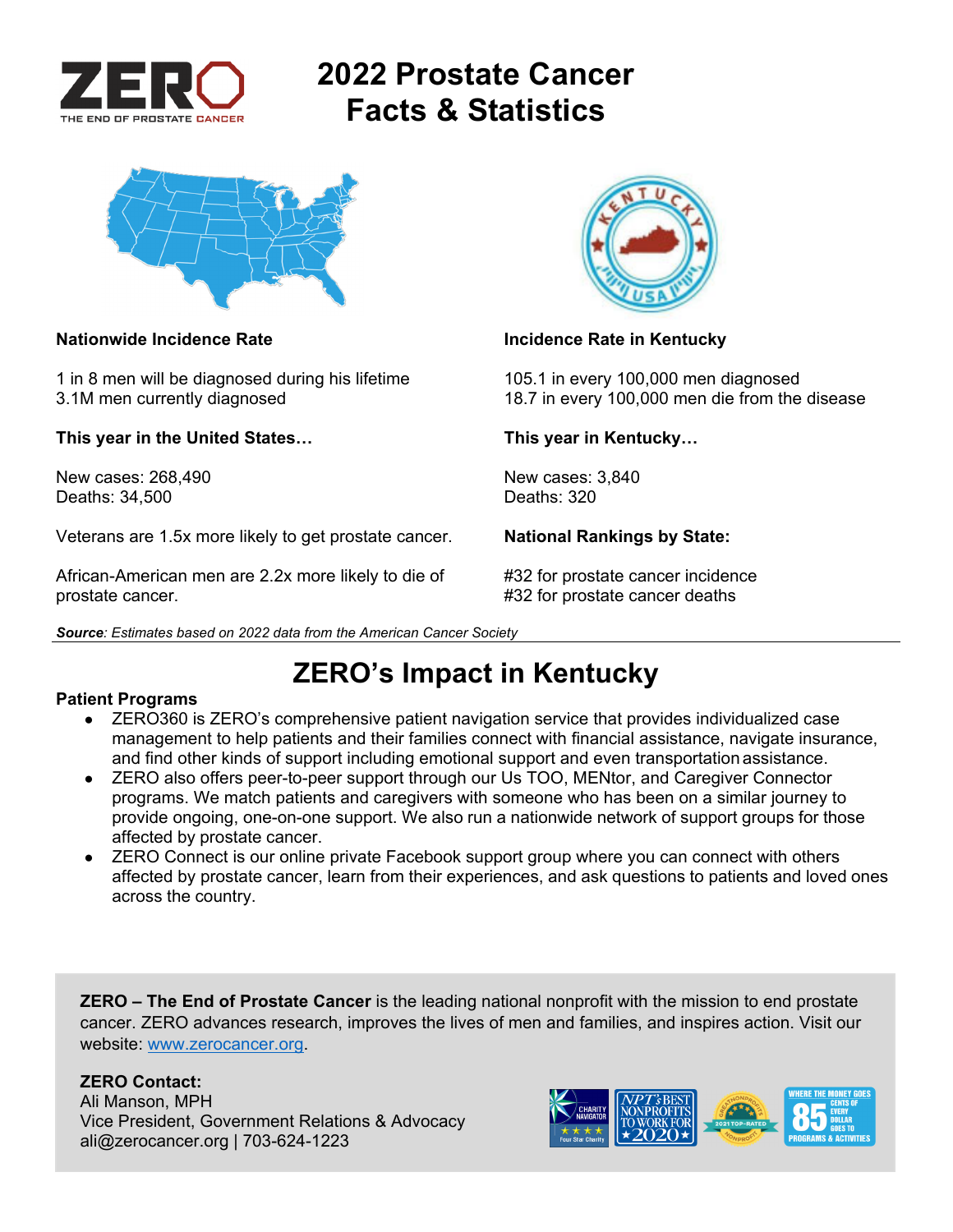# 2022 Prostate Cancer Facts & Statistics

**Nationwide Incidence Rate**

1 in 8 men will be diagnosed during his lifetime
3.1M men currently diagnosed

**This year in the United States…**

New cases: 268,490
Deaths: 34,500

Veterans are 1.5x more likely to get prostate cancer.

African-American men are 2.2x more likely to die of prostate cancer.

**Incidence Rate in Kentucky**

105.1 in every 100,000 men diagnosed
18.7 in every 100,000 men die from the disease

**This year in Kentucky…**

New cases: 3,840
Deaths: 320

**National Rankings by State:**

#32 for prostate cancer incidence
#32 for prostate cancer deaths

***Source**: Estimates based on 2022 data from the American Cancer Society*

## ZERO's Impact in Kentucky

**Patient Programs**

- ZERO360 is ZERO's comprehensive patient navigation service that provides individualized case management to help patients and their families connect with financial assistance, navigate insurance, and find other kinds of support including emotional support and even transportation assistance.
- ZERO also offers peer-to-peer support through our Us TOO, MENtor, and Caregiver Connector programs. We match patients and caregivers with someone who has been on a similar journey to provide ongoing, one-on-one support. We also run a nationwide network of support groups for those affected by prostate cancer.
- ZERO Connect is our online private Facebook support group where you can connect with others affected by prostate cancer, learn from their experiences, and ask questions to patients and loved ones across the country.

**ZERO – The End of Prostate Cancer** is the leading national nonprofit with the mission to end prostate cancer. ZERO advances research, improves the lives of men and families, and inspires action. Visit our website: www.zerocancer.org.

**ZERO Contact:**
Ali Manson, MPH
Vice President, Government Relations & Advocacy
ali@zerocancer.org | 703-624-1223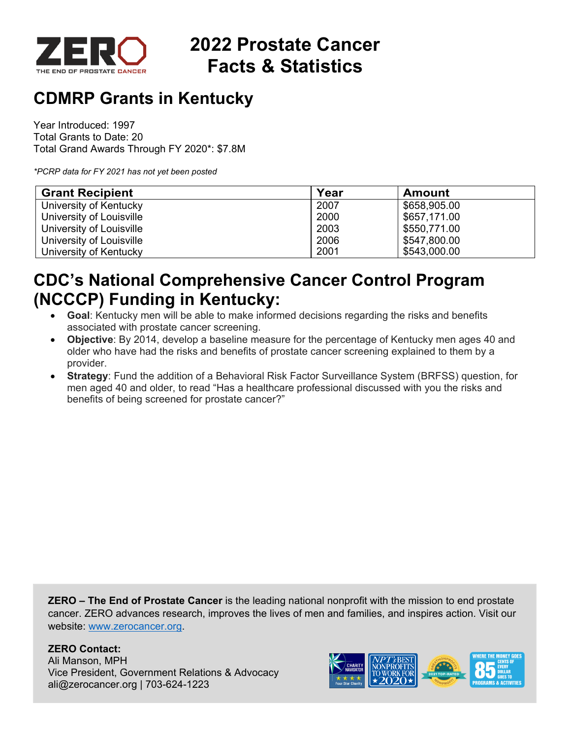# 2022 Prostate Cancer Facts & Statistics

## CDMRP Grants in Kentucky

Year Introduced: 1997
Total Grants to Date: 20
Total Grand Awards Through FY 2020*: $7.8M

*\*PCRP data for FY 2021 has not yet been posted*

| Grant Recipient | Year | Amount |
| --- | --- | --- |
| University of Kentucky | 2007 | $658,905.00 |
| University of Louisville | 2000 | $657,171.00 |
| University of Louisville | 2003 | $550,771.00 |
| University of Louisville | 2006 | $547,800.00 |
| University of Kentucky | 2001 | $543,000.00 |

## CDC's National Comprehensive Cancer Control Program (NCCCP) Funding in Kentucky:

- **Goal**: Kentucky men will be able to make informed decisions regarding the risks and benefits associated with prostate cancer screening.
- **Objective**: By 2014, develop a baseline measure for the percentage of Kentucky men ages 40 and older who have had the risks and benefits of prostate cancer screening explained to them by a provider.
- **Strategy**: Fund the addition of a Behavioral Risk Factor Surveillance System (BRFSS) question, for men aged 40 and older, to read "Has a healthcare professional discussed with you the risks and benefits of being screened for prostate cancer?"

**ZERO – The End of Prostate Cancer** is the leading national nonprofit with the mission to end prostate cancer. ZERO advances research, improves the lives of men and families, and inspires action. Visit our website: www.zerocancer.org.

**ZERO Contact:**
Ali Manson, MPH
Vice President, Government Relations & Advocacy
ali@zerocancer.org | 703-624-1223